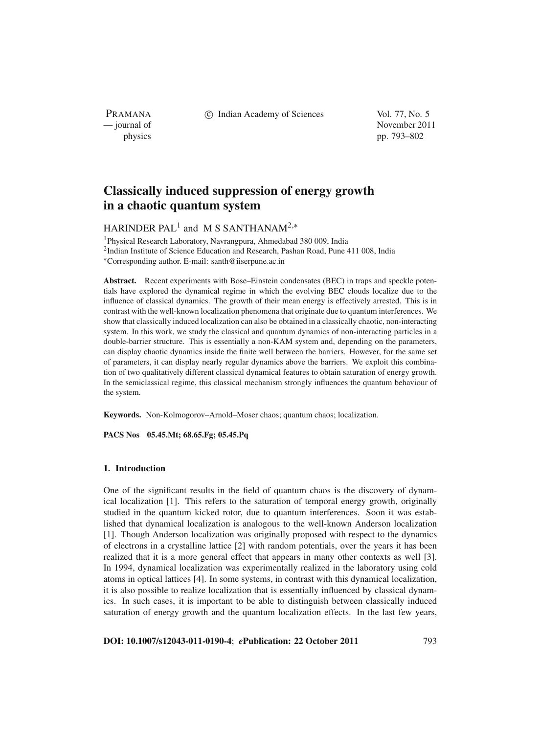# Classically induced suppression of energy growth in a chaotic quantum system

HARINDER PAL[1] and M S SANTHANAM[2,*]

[1]Physical Research Laboratory, Navrangpura, Ahmedabad 380 009, India
[2]Indian Institute of Science Education and Research, Pashan Road, Pune 411 008, India
*Corresponding author. E-mail: santh@iiserpune.ac.in

**Abstract.** Recent experiments with Bose–Einstein condensates (BEC) in traps and speckle potentials have explored the dynamical regime in which the evolving BEC clouds localize due to the influence of classical dynamics. The growth of their mean energy is effectively arrested. This is in contrast with the well-known localization phenomena that originate due to quantum interferences. We show that classically induced localization can also be obtained in a classically chaotic, non-interacting system. In this work, we study the classical and quantum dynamics of non-interacting particles in a double-barrier structure. This is essentially a non-KAM system and, depending on the parameters, can display chaotic dynamics inside the finite well between the barriers. However, for the same set of parameters, it can display nearly regular dynamics above the barriers. We exploit this combination of two qualitatively different classical dynamical features to obtain saturation of energy growth. In the semiclassical regime, this classical mechanism strongly influences the quantum behaviour of the system.

**Keywords.** Non-Kolmogorov–Arnold–Moser chaos; quantum chaos; localization.

**PACS Nos** 05.45.Mt; 68.65.Fg; 05.45.Pq

## 1. Introduction

One of the significant results in the field of quantum chaos is the discovery of dynamical localization [1]. This refers to the saturation of temporal energy growth, originally studied in the quantum kicked rotor, due to quantum interferences. Soon it was established that dynamical localization is analogous to the well-known Anderson localization [1]. Though Anderson localization was originally proposed with respect to the dynamics of electrons in a crystalline lattice [2] with random potentials, over the years it has been realized that it is a more general effect that appears in many other contexts as well [3]. In 1994, dynamical localization was experimentally realized in the laboratory using cold atoms in optical lattices [4]. In some systems, in contrast with this dynamical localization, it is also possible to realize localization that is essentially influenced by classical dynamics. In such cases, it is important to be able to distinguish between classically induced saturation of energy growth and the quantum localization effects. In the last few years,

**DOI: 10.1007/s12043-011-0190-4**; ***e*Publication: 22 October 2011**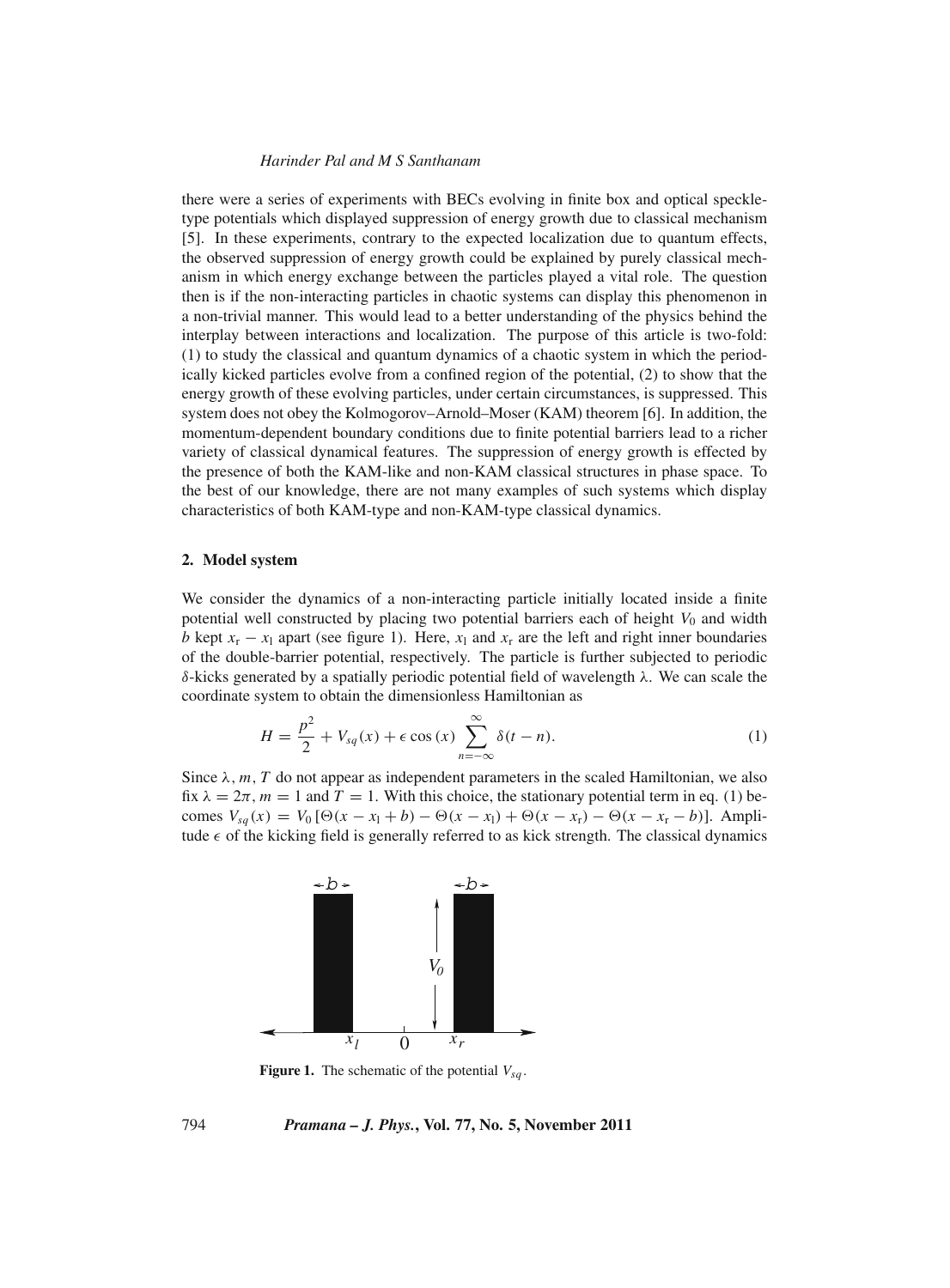there were a series of experiments with BECs evolving in finite box and optical speckle-type potentials which displayed suppression of energy growth due to classical mechanism [5]. In these experiments, contrary to the expected localization due to quantum effects, the observed suppression of energy growth could be explained by purely classical mechanism in which energy exchange between the particles played a vital role. The question then is if the non-interacting particles in chaotic systems can display this phenomenon in a non-trivial manner. This would lead to a better understanding of the physics behind the interplay between interactions and localization. The purpose of this article is two-fold: (1) to study the classical and quantum dynamics of a chaotic system in which the periodically kicked particles evolve from a confined region of the potential, (2) to show that the energy growth of these evolving particles, under certain circumstances, is suppressed. This system does not obey the Kolmogorov–Arnold–Moser (KAM) theorem [6]. In addition, the momentum-dependent boundary conditions due to finite potential barriers lead to a richer variety of classical dynamical features. The suppression of energy growth is effected by the presence of both the KAM-like and non-KAM classical structures in phase space. To the best of our knowledge, there are not many examples of such systems which display characteristics of both KAM-type and non-KAM-type classical dynamics.

## 2. Model system

We consider the dynamics of a non-interacting particle initially located inside a finite potential well constructed by placing two potential barriers each of height $V_0$ and width $b$ kept $x_r - x_l$ apart (see figure 1). Here, $x_l$ and $x_r$ are the left and right inner boundaries of the double-barrier potential, respectively. The particle is further subjected to periodic $\delta$-kicks generated by a spatially periodic potential field of wavelength $\lambda$. We can scale the coordinate system to obtain the dimensionless Hamiltonian as

$$H = \frac{p^2}{2} + V_{sq}(x) + \epsilon \cos(x) \sum_{n=-\infty}^{\infty} \delta(t - n). \tag{1}$$

Since $\lambda, m, T$ do not appear as independent parameters in the scaled Hamiltonian, we also fix $\lambda = 2\pi$, $m = 1$ and $T = 1$. With this choice, the stationary potential term in eq. (1) becomes $V_{sq}(x) = V_0 [\Theta(x - x_l + b) - \Theta(x - x_l) + \Theta(x - x_r) - \Theta(x - x_r - b)]$. Amplitude $\epsilon$ of the kicking field is generally referred to as kick strength. The classical dynamics

**Figure 1.** The schematic of the potential $V_{sq}$.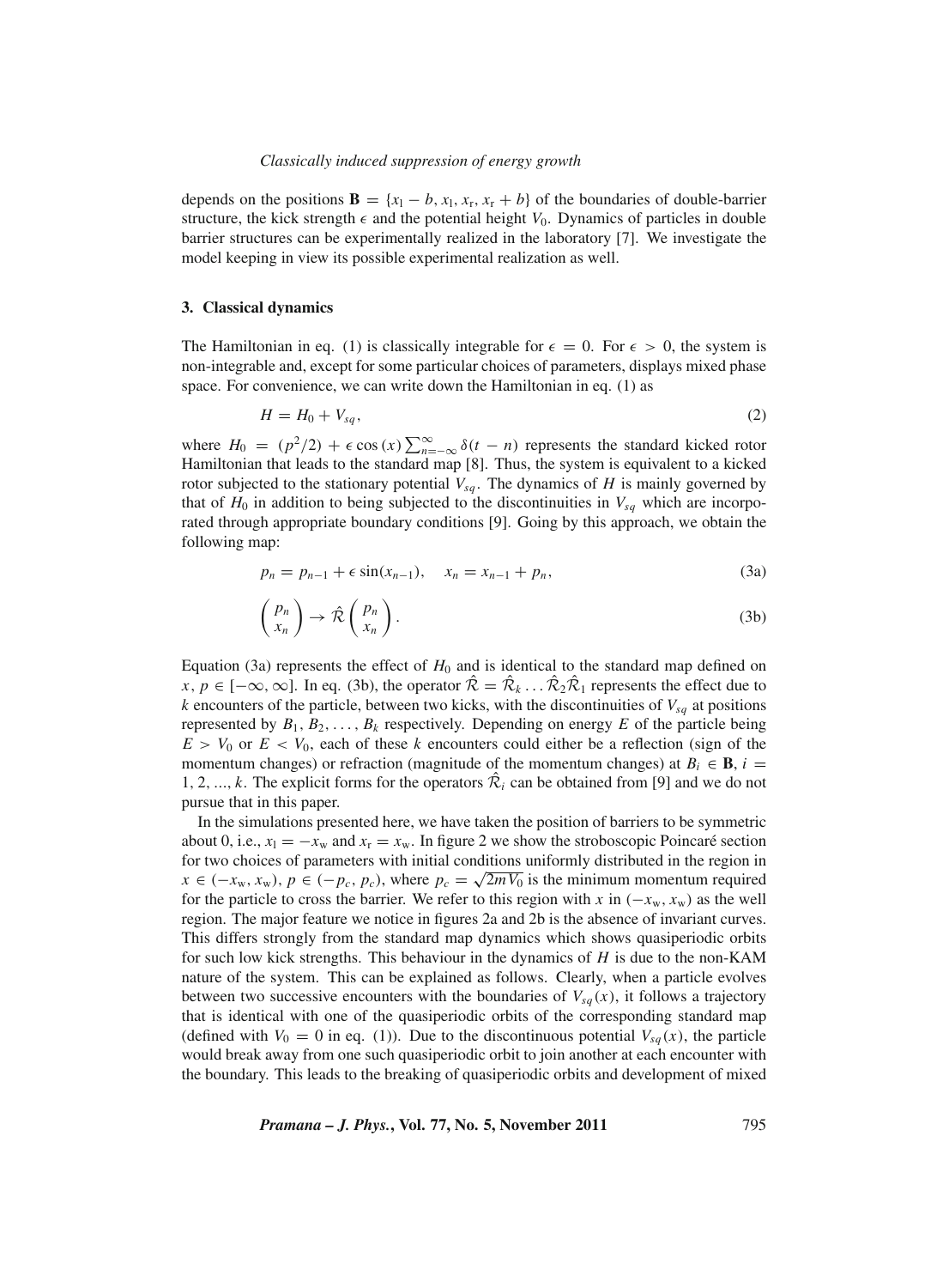depends on the positions $\mathbf{B} = \{x_l - b, x_l, x_r, x_r + b\}$ of the boundaries of double-barrier structure, the kick strength $\epsilon$ and the potential height $V_0$. Dynamics of particles in double barrier structures can be experimentally realized in the laboratory [7]. We investigate the model keeping in view its possible experimental realization as well.

## 3. Classical dynamics

The Hamiltonian in eq. (1) is classically integrable for $\epsilon = 0$. For $\epsilon > 0$, the system is non-integrable and, except for some particular choices of parameters, displays mixed phase space. For convenience, we can write down the Hamiltonian in eq. (1) as

$$H = H_0 + V_{sq}, \tag{2}$$

where $H_0 = (p^2/2) + \epsilon \cos(x) \sum_{n=-\infty}^{\infty} \delta(t - n)$ represents the standard kicked rotor Hamiltonian that leads to the standard map [8]. Thus, the system is equivalent to a kicked rotor subjected to the stationary potential $V_{sq}$. The dynamics of $H$ is mainly governed by that of $H_0$ in addition to being subjected to the discontinuities in $V_{sq}$ which are incorporated through appropriate boundary conditions [9]. Going by this approach, we obtain the following map:

$$p_n = p_{n-1} + \epsilon \sin(x_{n-1}), \quad x_n = x_{n-1} + p_n, \tag{3a}$$

$$\begin{pmatrix} p_n \\ x_n \end{pmatrix} \to \hat{\mathcal{R}} \begin{pmatrix} p_n \\ x_n \end{pmatrix}. \tag{3b}$$

Equation (3a) represents the effect of $H_0$ and is identical to the standard map defined on $x, p \in [-\infty, \infty]$. In eq. (3b), the operator $\hat{\mathcal{R}} = \hat{\mathcal{R}}_k \ldots \hat{\mathcal{R}}_2 \hat{\mathcal{R}}_1$ represents the effect due to $k$ encounters of the particle, between two kicks, with the discontinuities of $V_{sq}$ at positions represented by $B_1, B_2, \ldots, B_k$ respectively. Depending on energy $E$ of the particle being $E > V_0$ or $E < V_0$, each of these $k$ encounters could either be a reflection (sign of the momentum changes) or refraction (magnitude of the momentum changes) at $B_i \in \mathbf{B}$, $i = 1, 2, \ldots, k$. The explicit forms for the operators $\hat{\mathcal{R}}_i$ can be obtained from [9] and we do not pursue that in this paper.

In the simulations presented here, we have taken the position of barriers to be symmetric about 0, i.e., $x_l = -x_w$ and $x_r = x_w$. In figure 2 we show the stroboscopic Poincaré section for two choices of parameters with initial conditions uniformly distributed in the region in $x \in (-x_w, x_w)$, $p \in (-p_c, p_c)$, where $p_c = \sqrt{2mV_0}$ is the minimum momentum required for the particle to cross the barrier. We refer to this region with $x$ in $(-x_w, x_w)$ as the well region. The major feature we notice in figures 2a and 2b is the absence of invariant curves. This differs strongly from the standard map dynamics which shows quasiperiodic orbits for such low kick strengths. This behaviour in the dynamics of $H$ is due to the non-KAM nature of the system. This can be explained as follows. Clearly, when a particle evolves between two successive encounters with the boundaries of $V_{sq}(x)$, it follows a trajectory that is identical with one of the quasiperiodic orbits of the corresponding standard map (defined with $V_0 = 0$ in eq. (1)). Due to the discontinuous potential $V_{sq}(x)$, the particle would break away from one such quasiperiodic orbit to join another at each encounter with the boundary. This leads to the breaking of quasiperiodic orbits and development of mixed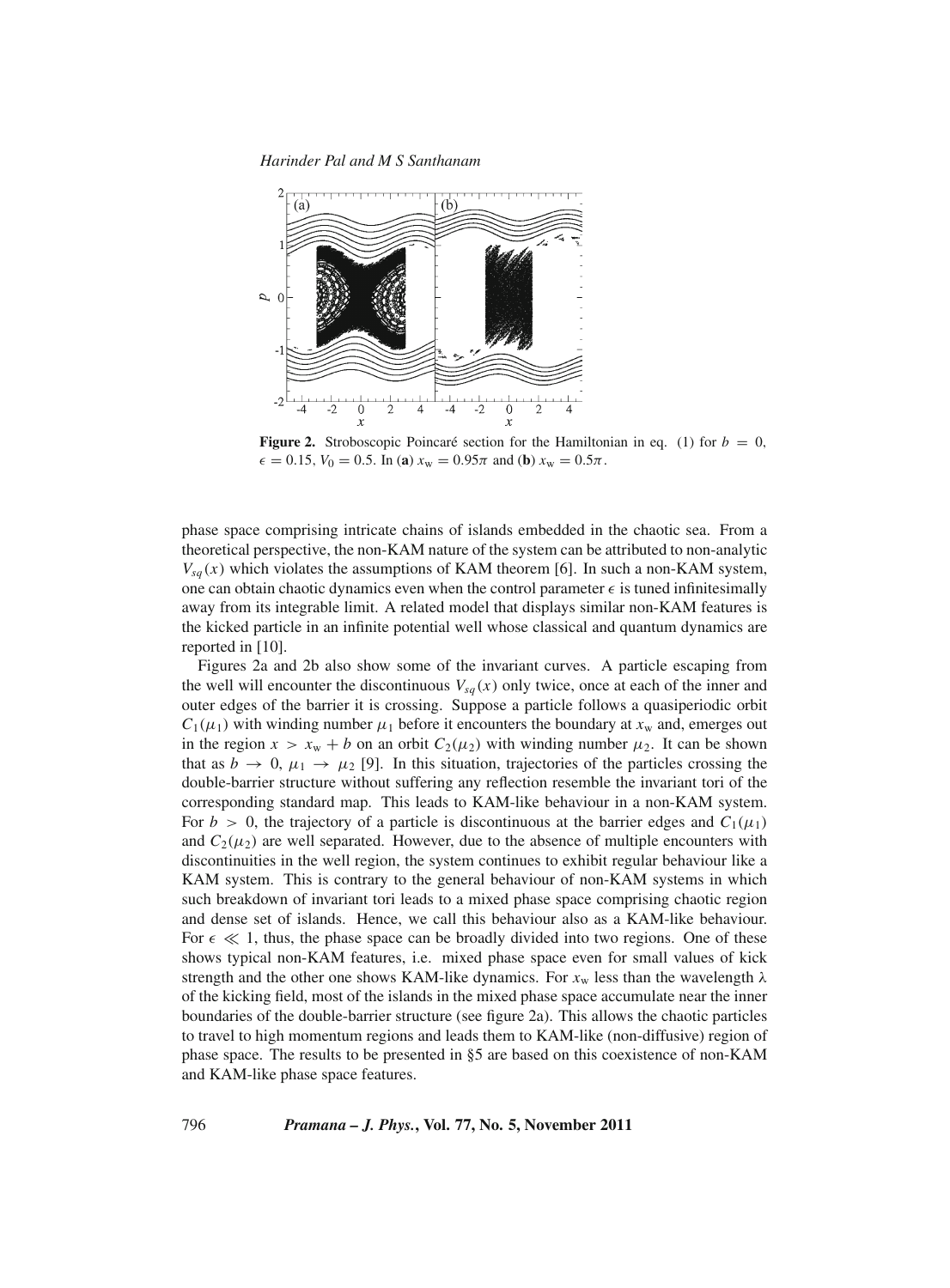**Figure 2.** Stroboscopic Poincaré section for the Hamiltonian in eq. (1) for $b = 0$, $\epsilon = 0.15$, $V_0 = 0.5$. In (**a**) $x_w = 0.95\pi$ and (**b**) $x_w = 0.5\pi$.

phase space comprising intricate chains of islands embedded in the chaotic sea. From a theoretical perspective, the non-KAM nature of the system can be attributed to non-analytic $V_{sq}(x)$ which violates the assumptions of KAM theorem [6]. In such a non-KAM system, one can obtain chaotic dynamics even when the control parameter $\epsilon$ is tuned infinitesimally away from its integrable limit. A related model that displays similar non-KAM features is the kicked particle in an infinite potential well whose classical and quantum dynamics are reported in [10].

Figures 2a and 2b also show some of the invariant curves. A particle escaping from the well will encounter the discontinuous $V_{sq}(x)$ only twice, once at each of the inner and outer edges of the barrier it is crossing. Suppose a particle follows a quasiperiodic orbit $C_1(\mu_1)$ with winding number $\mu_1$ before it encounters the boundary at $x_w$ and, emerges out in the region $x > x_w + b$ on an orbit $C_2(\mu_2)$ with winding number $\mu_2$. It can be shown that as $b \to 0$, $\mu_1 \to \mu_2$ [9]. In this situation, trajectories of the particles crossing the double-barrier structure without suffering any reflection resemble the invariant tori of the corresponding standard map. This leads to KAM-like behaviour in a non-KAM system. For $b > 0$, the trajectory of a particle is discontinuous at the barrier edges and $C_1(\mu_1)$ and $C_2(\mu_2)$ are well separated. However, due to the absence of multiple encounters with discontinuities in the well region, the system continues to exhibit regular behaviour like a KAM system. This is contrary to the general behaviour of non-KAM systems in which such breakdown of invariant tori leads to a mixed phase space comprising chaotic region and dense set of islands. Hence, we call this behaviour also as a KAM-like behaviour. For $\epsilon \ll 1$, thus, the phase space can be broadly divided into two regions. One of these shows typical non-KAM features, i.e. mixed phase space even for small values of kick strength and the other one shows KAM-like dynamics. For $x_w$ less than the wavelength $\lambda$ of the kicking field, most of the islands in the mixed phase space accumulate near the inner boundaries of the double-barrier structure (see figure 2a). This allows the chaotic particles to travel to high momentum regions and leads them to KAM-like (non-diffusive) region of phase space. The results to be presented in §5 are based on this coexistence of non-KAM and KAM-like phase space features.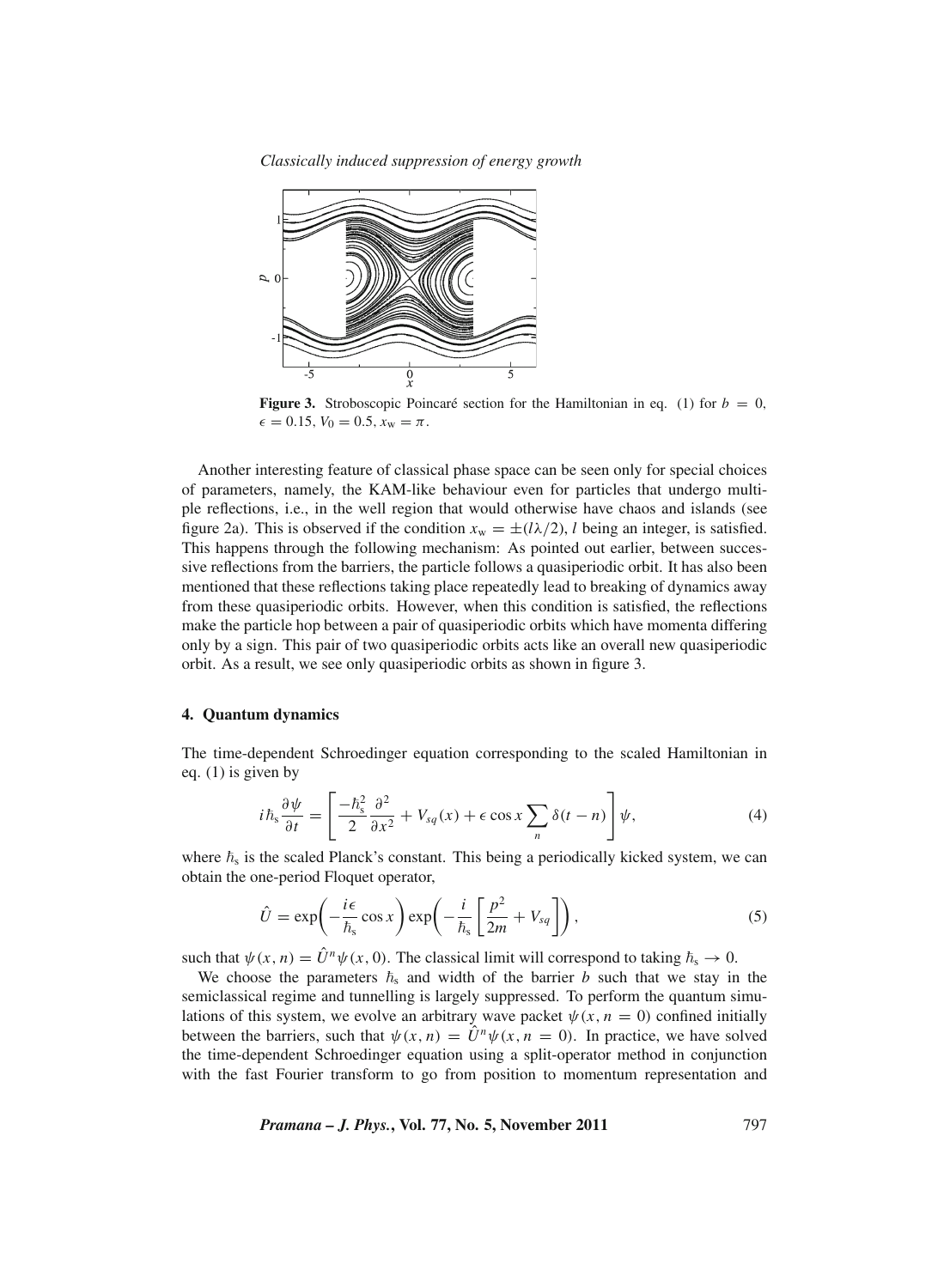**Figure 3.** Stroboscopic Poincaré section for the Hamiltonian in eq. (1) for $b = 0$, $\epsilon = 0.15$, $V_0 = 0.5$, $x_{\rm w} = \pi$.

Another interesting feature of classical phase space can be seen only for special choices of parameters, namely, the KAM-like behaviour even for particles that undergo multiple reflections, i.e., in the well region that would otherwise have chaos and islands (see figure 2a). This is observed if the condition $x_{\rm w} = \pm(l\lambda/2)$, $l$ being an integer, is satisfied. This happens through the following mechanism: As pointed out earlier, between successive reflections from the barriers, the particle follows a quasiperiodic orbit. It has also been mentioned that these reflections taking place repeatedly lead to breaking of dynamics away from these quasiperiodic orbits. However, when this condition is satisfied, the reflections make the particle hop between a pair of quasiperiodic orbits which have momenta differing only by a sign. This pair of two quasiperiodic orbits acts like an overall new quasiperiodic orbit. As a result, we see only quasiperiodic orbits as shown in figure 3.

## 4. Quantum dynamics

The time-dependent Schroedinger equation corresponding to the scaled Hamiltonian in eq. (1) is given by

$$i\hbar_{\rm s}\frac{\partial\psi}{\partial t} = \left[\frac{-\hbar_{\rm s}^2}{2}\frac{\partial^2}{\partial x^2} + V_{sq}(x) + \epsilon\cos x\sum_n \delta(t-n)\right]\psi, \tag{4}$$

where $\hbar_{\rm s}$ is the scaled Planck's constant. This being a periodically kicked system, we can obtain the one-period Floquet operator,

$$\hat{U} = \exp\left(-\frac{i\epsilon}{\hbar_{\rm s}}\cos x\right)\exp\left(-\frac{i}{\hbar_{\rm s}}\left[\frac{p^2}{2m} + V_{sq}\right]\right), \tag{5}$$

such that $\psi(x,n) = \hat{U}^n\psi(x,0)$. The classical limit will correspond to taking $\hbar_{\rm s} \to 0$.

We choose the parameters $\hbar_{\rm s}$ and width of the barrier $b$ such that we stay in the semiclassical regime and tunnelling is largely suppressed. To perform the quantum simulations of this system, we evolve an arbitrary wave packet $\psi(x, n = 0)$ confined initially between the barriers, such that $\psi(x,n) = \hat{U}^n\psi(x, n = 0)$. In practice, we have solved the time-dependent Schroedinger equation using a split-operator method in conjunction with the fast Fourier transform to go from position to momentum representation and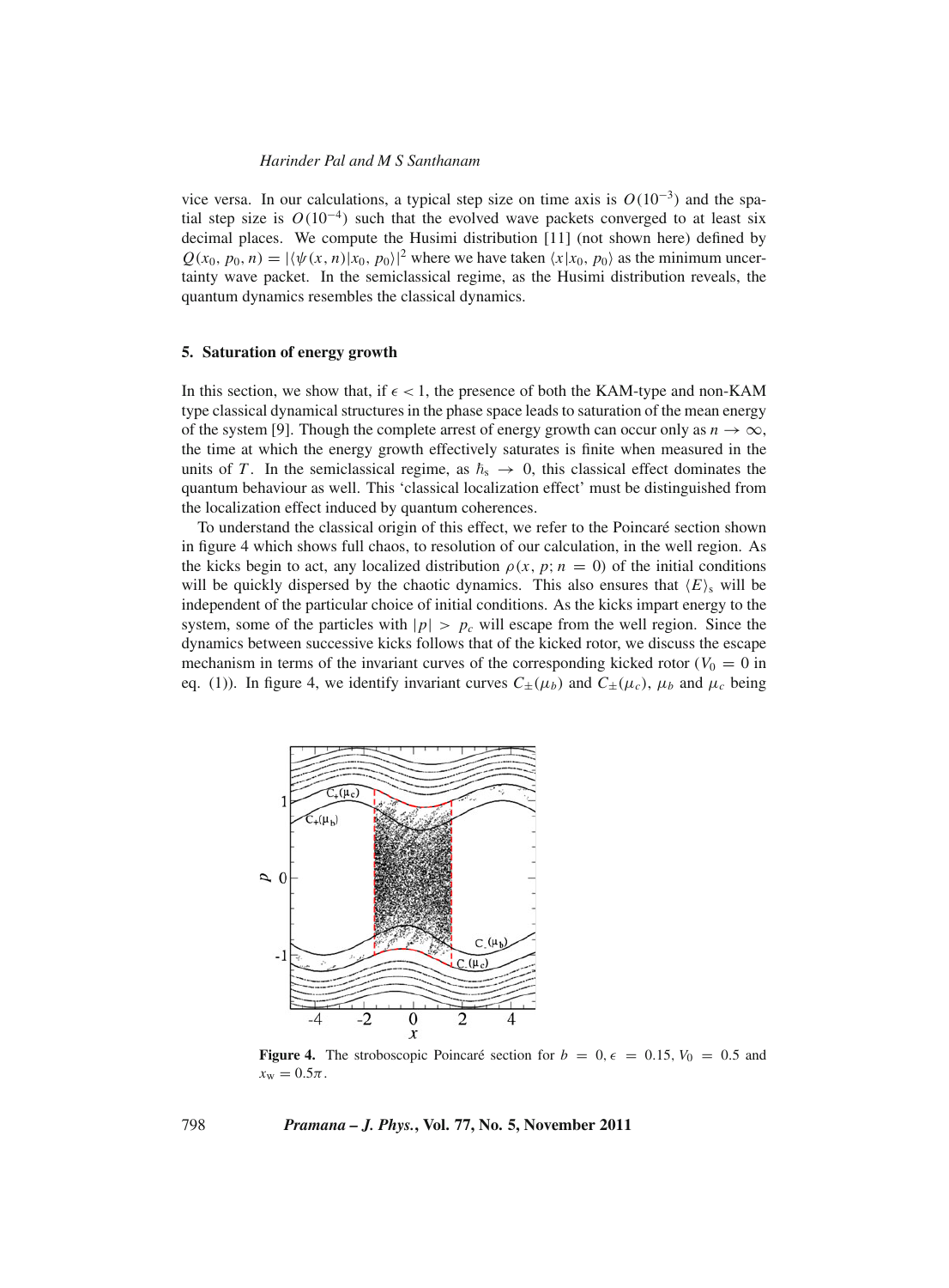vice versa. In our calculations, a typical step size on time axis is $O(10^{-3})$ and the spatial step size is $O(10^{-4})$ such that the evolved wave packets converged to at least six decimal places. We compute the Husimi distribution [11] (not shown here) defined by $Q(x_0, p_0, n) = |\langle \psi(x, n)|x_0, p_0\rangle|^2$ where we have taken $\langle x|x_0, p_0\rangle$ as the minimum uncertainty wave packet. In the semiclassical regime, as the Husimi distribution reveals, the quantum dynamics resembles the classical dynamics.

## 5. Saturation of energy growth

In this section, we show that, if $\epsilon < 1$, the presence of both the KAM-type and non-KAM type classical dynamical structures in the phase space leads to saturation of the mean energy of the system [9]. Though the complete arrest of energy growth can occur only as $n \to \infty$, the time at which the energy growth effectively saturates is finite when measured in the units of $T$. In the semiclassical regime, as $\hbar_s \to 0$, this classical effect dominates the quantum behaviour as well. This 'classical localization effect' must be distinguished from the localization effect induced by quantum coherences.

To understand the classical origin of this effect, we refer to the Poincaré section shown in figure 4 which shows full chaos, to resolution of our calculation, in the well region. As the kicks begin to act, any localized distribution $\rho(x, p; n = 0)$ of the initial conditions will be quickly dispersed by the chaotic dynamics. This also ensures that $\langle E\rangle_s$ will be independent of the particular choice of initial conditions. As the kicks impart energy to the system, some of the particles with $|p| > p_c$ will escape from the well region. Since the dynamics between successive kicks follows that of the kicked rotor, we discuss the escape mechanism in terms of the invariant curves of the corresponding kicked rotor ($V_0 = 0$ in eq. (1)). In figure 4, we identify invariant curves $C_\pm(\mu_b)$ and $C_\pm(\mu_c)$, $\mu_b$ and $\mu_c$ being

**Figure 4.** The stroboscopic Poincaré section for $b = 0, \epsilon = 0.15, V_0 = 0.5$ and $x_w = 0.5\pi$.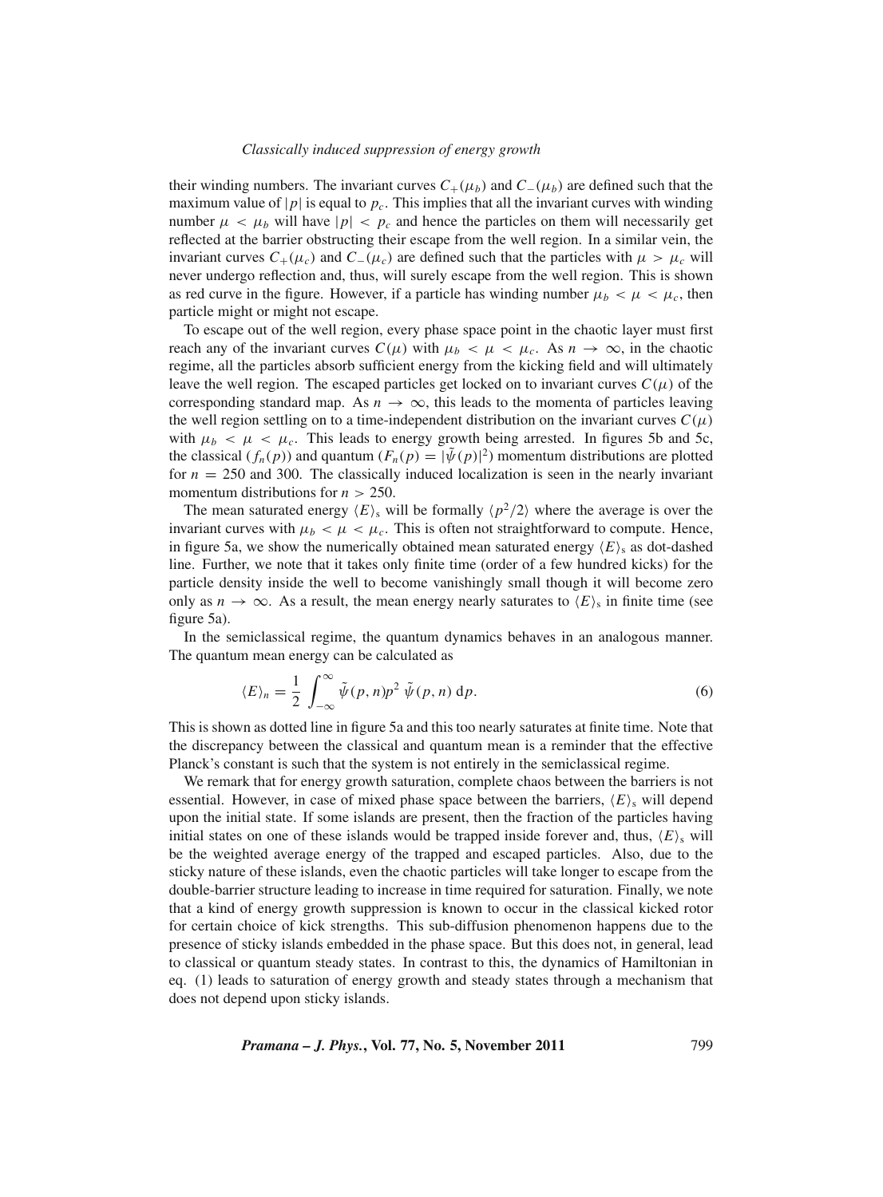their winding numbers. The invariant curves $C_+(\mu_b)$ and $C_-(\mu_b)$ are defined such that the maximum value of $|p|$ is equal to $p_c$. This implies that all the invariant curves with winding number $\mu < \mu_b$ will have $|p| < p_c$ and hence the particles on them will necessarily get reflected at the barrier obstructing their escape from the well region. In a similar vein, the invariant curves $C_+(\mu_c)$ and $C_-(\mu_c)$ are defined such that the particles with $\mu > \mu_c$ will never undergo reflection and, thus, will surely escape from the well region. This is shown as red curve in the figure. However, if a particle has winding number $\mu_b < \mu < \mu_c$, then particle might or might not escape.

To escape out of the well region, every phase space point in the chaotic layer must first reach any of the invariant curves $C(\mu)$ with $\mu_b < \mu < \mu_c$. As $n \to \infty$, in the chaotic regime, all the particles absorb sufficient energy from the kicking field and will ultimately leave the well region. The escaped particles get locked on to invariant curves $C(\mu)$ of the corresponding standard map. As $n \to \infty$, this leads to the momenta of particles leaving the well region settling on to a time-independent distribution on the invariant curves $C(\mu)$ with $\mu_b < \mu < \mu_c$. This leads to energy growth being arrested. In figures 5b and 5c, the classical ($f_n(p)$) and quantum ($F_n(p) = |\tilde{\psi}(p)|^2$) momentum distributions are plotted for $n = 250$ and 300. The classically induced localization is seen in the nearly invariant momentum distributions for $n > 250$.

The mean saturated energy $\langle E \rangle_s$ will be formally $\langle p^2/2 \rangle$ where the average is over the invariant curves with $\mu_b < \mu < \mu_c$. This is often not straightforward to compute. Hence, in figure 5a, we show the numerically obtained mean saturated energy $\langle E \rangle_s$ as dot-dashed line. Further, we note that it takes only finite time (order of a few hundred kicks) for the particle density inside the well to become vanishingly small though it will become zero only as $n \to \infty$. As a result, the mean energy nearly saturates to $\langle E \rangle_s$ in finite time (see figure 5a).

In the semiclassical regime, the quantum dynamics behaves in an analogous manner. The quantum mean energy can be calculated as

$$\langle E \rangle_n = \frac{1}{2} \int_{-\infty}^{\infty} \tilde{\psi}(p, n) p^2 \, \tilde{\psi}(p, n) \, \mathrm{d}p. \tag{6}$$

This is shown as dotted line in figure 5a and this too nearly saturates at finite time. Note that the discrepancy between the classical and quantum mean is a reminder that the effective Planck's constant is such that the system is not entirely in the semiclassical regime.

We remark that for energy growth saturation, complete chaos between the barriers is not essential. However, in case of mixed phase space between the barriers, $\langle E \rangle_s$ will depend upon the initial state. If some islands are present, then the fraction of the particles having initial states on one of these islands would be trapped inside forever and, thus, $\langle E \rangle_s$ will be the weighted average energy of the trapped and escaped particles. Also, due to the sticky nature of these islands, even the chaotic particles will take longer to escape from the double-barrier structure leading to increase in time required for saturation. Finally, we note that a kind of energy growth suppression is known to occur in the classical kicked rotor for certain choice of kick strengths. This sub-diffusion phenomenon happens due to the presence of sticky islands embedded in the phase space. But this does not, in general, lead to classical or quantum steady states. In contrast to this, the dynamics of Hamiltonian in eq. (1) leads to saturation of energy growth and steady states through a mechanism that does not depend upon sticky islands.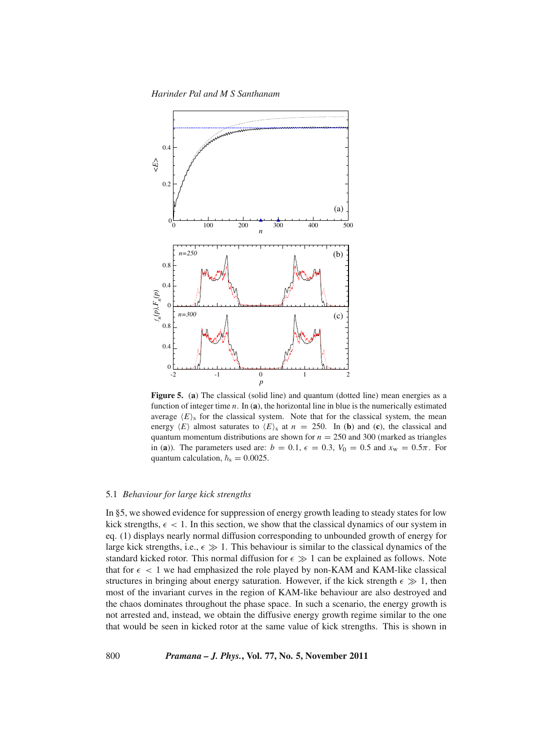**Figure 5.** (**a**) The classical (solid line) and quantum (dotted line) mean energies as a function of integer time $n$. In (**a**), the horizontal line in blue is the numerically estimated average $\langle E \rangle_{\mathrm{s}}$ for the classical system. Note that for the classical system, the mean energy $\langle E \rangle$ almost saturates to $\langle E \rangle_{\mathrm{s}}$ at $n = 250$. In (**b**) and (**c**), the classical and quantum momentum distributions are shown for $n = 250$ and 300 (marked as triangles in (**a**)). The parameters used are: $b = 0.1$, $\epsilon = 0.3$, $V_0 = 0.5$ and $x_{\mathrm{w}} = 0.5\pi$. For quantum calculation, $\hbar_{\mathrm{s}} = 0.0025$.

### 5.1 *Behaviour for large kick strengths*

In §5, we showed evidence for suppression of energy growth leading to steady states for low kick strengths, $\epsilon < 1$. In this section, we show that the classical dynamics of our system in eq. (1) displays nearly normal diffusion corresponding to unbounded growth of energy for large kick strengths, i.e., $\epsilon \gg 1$. This behaviour is similar to the classical dynamics of the standard kicked rotor. This normal diffusion for $\epsilon \gg 1$ can be explained as follows. Note that for $\epsilon < 1$ we had emphasized the role played by non-KAM and KAM-like classical structures in bringing about energy saturation. However, if the kick strength $\epsilon \gg 1$, then most of the invariant curves in the region of KAM-like behaviour are also destroyed and the chaos dominates throughout the phase space. In such a scenario, the energy growth is not arrested and, instead, we obtain the diffusive energy growth regime similar to the one that would be seen in kicked rotor at the same value of kick strengths. This is shown in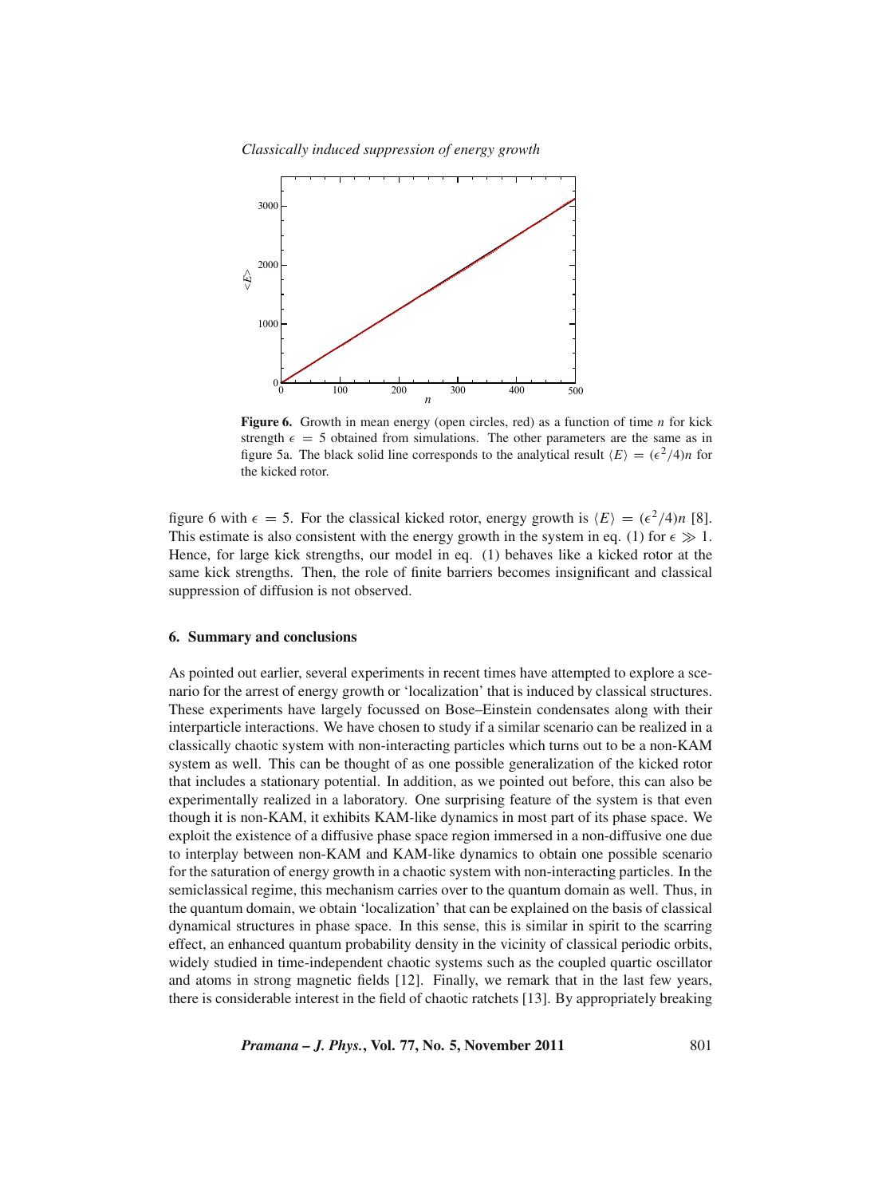**Figure 6.** Growth in mean energy (open circles, red) as a function of time $n$ for kick strength $\epsilon = 5$ obtained from simulations. The other parameters are the same as in figure 5a. The black solid line corresponds to the analytical result $\langle E \rangle = (\epsilon^2/4)n$ for the kicked rotor.

figure 6 with $\epsilon = 5$. For the classical kicked rotor, energy growth is $\langle E \rangle = (\epsilon^2/4)n$ [8]. This estimate is also consistent with the energy growth in the system in eq. (1) for $\epsilon \gg 1$. Hence, for large kick strengths, our model in eq. (1) behaves like a kicked rotor at the same kick strengths. Then, the role of finite barriers becomes insignificant and classical suppression of diffusion is not observed.

## 6. Summary and conclusions

As pointed out earlier, several experiments in recent times have attempted to explore a scenario for the arrest of energy growth or 'localization' that is induced by classical structures. These experiments have largely focussed on Bose–Einstein condensates along with their interparticle interactions. We have chosen to study if a similar scenario can be realized in a classically chaotic system with non-interacting particles which turns out to be a non-KAM system as well. This can be thought of as one possible generalization of the kicked rotor that includes a stationary potential. In addition, as we pointed out before, this can also be experimentally realized in a laboratory. One surprising feature of the system is that even though it is non-KAM, it exhibits KAM-like dynamics in most part of its phase space. We exploit the existence of a diffusive phase space region immersed in a non-diffusive one due to interplay between non-KAM and KAM-like dynamics to obtain one possible scenario for the saturation of energy growth in a chaotic system with non-interacting particles. In the semiclassical regime, this mechanism carries over to the quantum domain as well. Thus, in the quantum domain, we obtain 'localization' that can be explained on the basis of classical dynamical structures in phase space. In this sense, this is similar in spirit to the scarring effect, an enhanced quantum probability density in the vicinity of classical periodic orbits, widely studied in time-independent chaotic systems such as the coupled quartic oscillator and atoms in strong magnetic fields [12]. Finally, we remark that in the last few years, there is considerable interest in the field of chaotic ratchets [13]. By appropriately breaking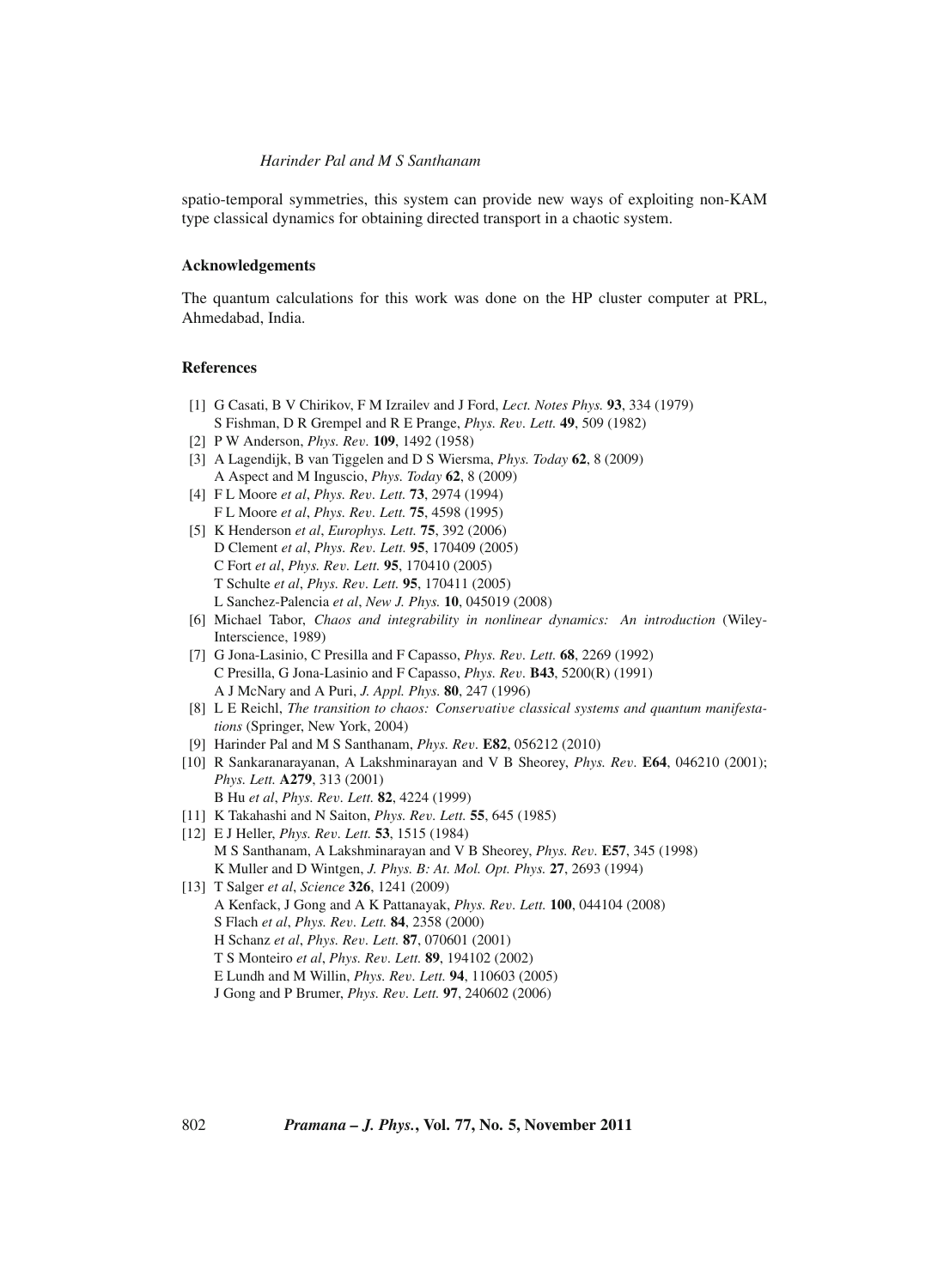spatio-temporal symmetries, this system can provide new ways of exploiting non-KAM type classical dynamics for obtaining directed transport in a chaotic system.

## Acknowledgements

The quantum calculations for this work was done on the HP cluster computer at PRL, Ahmedabad, India.

## References

[1] G Casati, B V Chirikov, F M Izrailev and J Ford, *Lect. Notes Phys.* **93**, 334 (1979)
S Fishman, D R Grempel and R E Prange, *Phys. Rev. Lett.* **49**, 509 (1982)

[2] P W Anderson, *Phys. Rev.* **109**, 1492 (1958)

[3] A Lagendijk, B van Tiggelen and D S Wiersma, *Phys. Today* **62**, 8 (2009)
A Aspect and M Inguscio, *Phys. Today* **62**, 8 (2009)

[4] F L Moore *et al*, *Phys. Rev. Lett.* **73**, 2974 (1994)
F L Moore *et al*, *Phys. Rev. Lett.* **75**, 4598 (1995)

[5] K Henderson *et al*, *Europhys. Lett.* **75**, 392 (2006)
D Clement *et al*, *Phys. Rev. Lett.* **95**, 170409 (2005)
C Fort *et al*, *Phys. Rev. Lett.* **95**, 170410 (2005)
T Schulte *et al*, *Phys. Rev. Lett.* **95**, 170411 (2005)
L Sanchez-Palencia *et al*, *New J. Phys.* **10**, 045019 (2008)

[6] Michael Tabor, *Chaos and integrability in nonlinear dynamics: An introduction* (Wiley-Interscience, 1989)

[7] G Jona-Lasinio, C Presilla and F Capasso, *Phys. Rev. Lett.* **68**, 2269 (1992)
C Presilla, G Jona-Lasinio and F Capasso, *Phys. Rev.* **B43**, 5200(R) (1991)
A J McNary and A Puri, *J. Appl. Phys.* **80**, 247 (1996)

[8] L E Reichl, *The transition to chaos: Conservative classical systems and quantum manifestations* (Springer, New York, 2004)

[9] Harinder Pal and M S Santhanam, *Phys. Rev.* **E82**, 056212 (2010)

[10] R Sankaranarayanan, A Lakshminarayan and V B Sheorey, *Phys. Rev.* **E64**, 046210 (2001); *Phys. Lett.* **A279**, 313 (2001)
B Hu *et al*, *Phys. Rev. Lett.* **82**, 4224 (1999)

[11] K Takahashi and N Saiton, *Phys. Rev. Lett.* **55**, 645 (1985)

[12] E J Heller, *Phys. Rev. Lett.* **53**, 1515 (1984)
M S Santhanam, A Lakshminarayan and V B Sheorey, *Phys. Rev.* **E57**, 345 (1998)
K Muller and D Wintgen, *J. Phys. B: At. Mol. Opt. Phys.* **27**, 2693 (1994)

[13] T Salger *et al*, *Science* **326**, 1241 (2009)
A Kenfack, J Gong and A K Pattanayak, *Phys. Rev. Lett.* **100**, 044104 (2008)
S Flach *et al*, *Phys. Rev. Lett.* **84**, 2358 (2000)
H Schanz *et al*, *Phys. Rev. Lett.* **87**, 070601 (2001)
T S Monteiro *et al*, *Phys. Rev. Lett.* **89**, 194102 (2002)
E Lundh and M Willin, *Phys. Rev. Lett.* **94**, 110603 (2005)
J Gong and P Brumer, *Phys. Rev. Lett.* **97**, 240602 (2006)